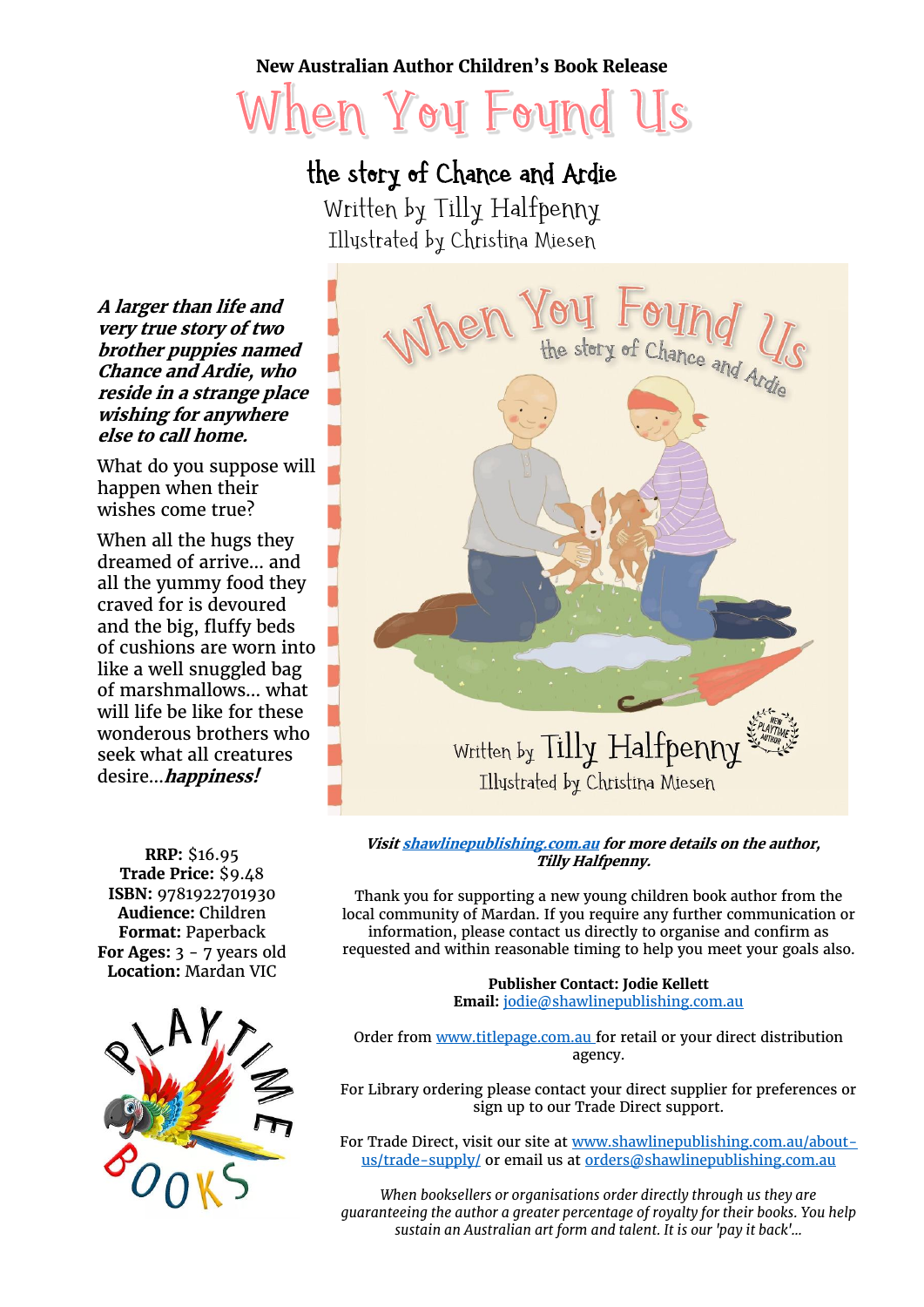**New Australian Author Children's Book Release**

# When You Found Us

## the story of Chance and Ardie

Written by Tilly Halfpenny

Illustrated by Christina Miesen

***A larger than life and very true story of two brother puppies named Chance and Ardie, who reside in a strange place wishing for anywhere else to call home.***

What do you suppose will happen when their wishes come true?

When all the hugs they dreamed of arrive... and all the yummy food they craved for is devoured and the big, fluffy beds of cushions are worn into like a well snuggled bag of marshmallows... what will life be like for these wonderous brothers who seek what all creatures desire...***happiness!***

**RRP:** $16.95
**Trade Price:** $9.48
**ISBN:** 9781922701930
**Audience:** Children
**Format:** Paperback
**For Ages:** 3 - 7 years old
**Location:** Mardan VIC

***Visit shawlinepublishing.com.au for more details on the author, Tilly Halfpenny.***

Thank you for supporting a new young children book author from the local community of Mardan. If you require any further communication or information, please contact us directly to organise and confirm as requested and within reasonable timing to help you meet your goals also.

**Publisher Contact: Jodie Kellett**
**Email:** jodie@shawlinepublishing.com.au

Order from www.titlepage.com.au for retail or your direct distribution agency.

For Library ordering please contact your direct supplier for preferences or sign up to our Trade Direct support.

For Trade Direct, visit our site at www.shawlinepublishing.com.au/about-us/trade-supply/ or email us at orders@shawlinepublishing.com.au

*When booksellers or organisations order directly through us they are guaranteeing the author a greater percentage of royalty for their books. You help sustain an Australian art form and talent. It is our 'pay it back'...*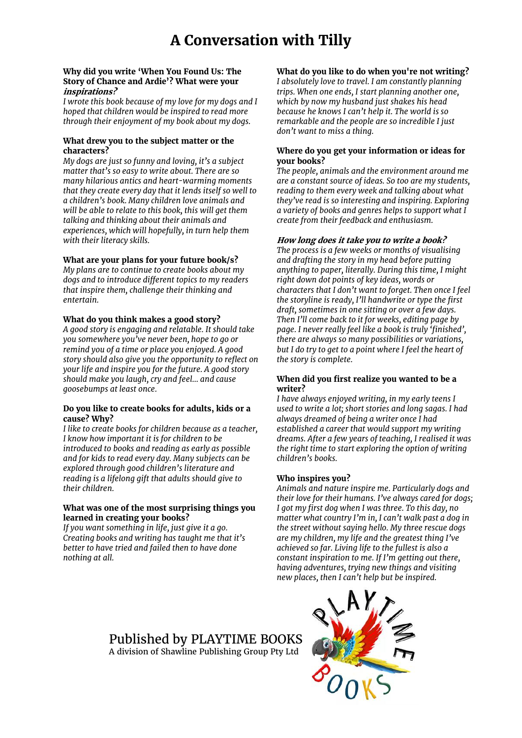# A Conversation with Tilly

**Why did you write 'When You Found Us: The Story of Chance and Ardie'? What were your *inspirations?***

*I wrote this book because of my love for my dogs and I hoped that children would be inspired to read more through their enjoyment of my book about my dogs.*

**What drew you to the subject matter or the characters?**

*My dogs are just so funny and loving, it's a subject matter that's so easy to write about. There are so many hilarious antics and heart-warming moments that they create every day that it lends itself so well to a children's book. Many children love animals and will be able to relate to this book, this will get them talking and thinking about their animals and experiences, which will hopefully, in turn help them with their literacy skills.*

**What are your plans for your future book/s?**

*My plans are to continue to create books about my dogs and to introduce different topics to my readers that inspire them, challenge their thinking and entertain.*

**What do you think makes a good story?**

*A good story is engaging and relatable. It should take you somewhere you've never been, hope to go or remind you of a time or place you enjoyed. A good story should also give you the opportunity to reflect on your life and inspire you for the future. A good story should make you laugh, cry and feel... and cause goosebumps at least once.*

**Do you like to create books for adults, kids or a cause? Why?**

*I like to create books for children because as a teacher, I know how important it is for children to be introduced to books and reading as early as possible and for kids to read every day. Many subjects can be explored through good children's literature and reading is a lifelong gift that adults should give to their children.*

**What was one of the most surprising things you learned in creating your books?**

*If you want something in life, just give it a go. Creating books and writing has taught me that it's better to have tried and failed then to have done nothing at all.*

**What do you like to do when you're not writing?**

*I absolutely love to travel. I am constantly planning trips. When one ends, I start planning another one, which by now my husband just shakes his head because he knows I can't help it. The world is so remarkable and the people are so incredible I just don't want to miss a thing.*

**Where do you get your information or ideas for your books?**

*The people, animals and the environment around me are a constant source of ideas. So too are my students, reading to them every week and talking about what they've read is so interesting and inspiring. Exploring a variety of books and genres helps to support what I create from their feedback and enthusiasm.*

***How long does it take you to write a book?***

*The process is a few weeks or months of visualising and drafting the story in my head before putting anything to paper, literally. During this time, I might right down dot points of key ideas, words or characters that I don't want to forget. Then once I feel the storyline is ready, I'll handwrite or type the first draft, sometimes in one sitting or over a few days. Then I'll come back to it for weeks, editing page by page. I never really feel like a book is truly 'finished', there are always so many possibilities or variations, but I do try to get to a point where I feel the heart of the story is complete.*

**When did you first realize you wanted to be a writer?**

*I have always enjoyed writing, in my early teens I used to write a lot; short stories and long sagas. I had always dreamed of being a writer once I had established a career that would support my writing dreams. After a few years of teaching, I realised it was the right time to start exploring the option of writing children's books.*

**Who inspires you?**

*Animals and nature inspire me. Particularly dogs and their love for their humans. I've always cared for dogs; I got my first dog when I was three. To this day, no matter what country I'm in, I can't walk past a dog in the street without saying hello. My three rescue dogs are my children, my life and the greatest thing I've achieved so far. Living life to the fullest is also a constant inspiration to me. If I'm getting out there, having adventures, trying new things and visiting new places, then I can't help but be inspired.*

Published by PLAYTIME BOOKS
A division of Shawline Publishing Group Pty Ltd

PLAYTIME BOOKS